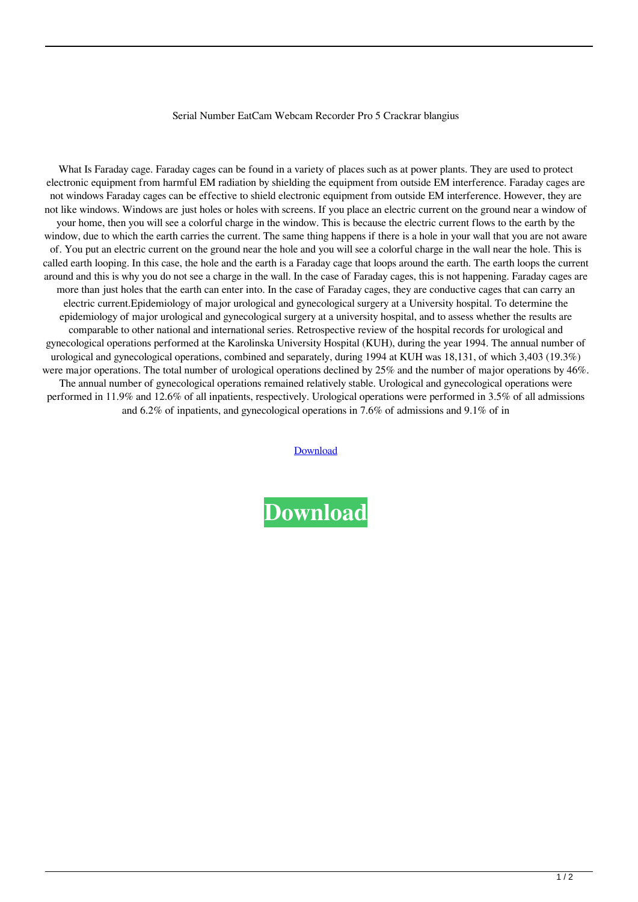Serial Number EatCam Webcam Recorder Pro 5 Crackrar blangius

What Is Faraday cage. Faraday cages can be found in a variety of places such as at power plants. They are used to protect electronic equipment from harmful EM radiation by shielding the equipment from outside EM interference. Faraday cages are not windows Faraday cages can be effective to shield electronic equipment from outside EM interference. However, they are not like windows. Windows are just holes or holes with screens. If you place an electric current on the ground near a window of your home, then you will see a colorful charge in the window. This is because the electric current flows to the earth by the window, due to which the earth carries the current. The same thing happens if there is a hole in your wall that you are not aware of. You put an electric current on the ground near the hole and you will see a colorful charge in the wall near the hole. This is called earth looping. In this case, the hole and the earth is a Faraday cage that loops around the earth. The earth loops the current around and this is why you do not see a charge in the wall. In the case of Faraday cages, this is not happening. Faraday cages are more than just holes that the earth can enter into. In the case of Faraday cages, they are conductive cages that can carry an electric current.Epidemiology of major urological and gynecological surgery at a University hospital. To determine the epidemiology of major urological and gynecological surgery at a university hospital, and to assess whether the results are comparable to other national and international series. Retrospective review of the hospital records for urological and gynecological operations performed at the Karolinska University Hospital (KUH), during the year 1994. The annual number of urological and gynecological operations, combined and separately, during 1994 at KUH was 18,131, of which 3,403 (19.3%) were major operations. The total number of urological operations declined by 25% and the number of major operations by 46%. The annual number of gynecological operations remained relatively stable. Urological and gynecological operations were performed in 11.9% and 12.6% of all inpatients, respectively. Urological operations were performed in 3.5% of all admissions and 6.2% of inpatients, and gynecological operations in 7.6% of admissions and 9.1% of in

Download

**Download**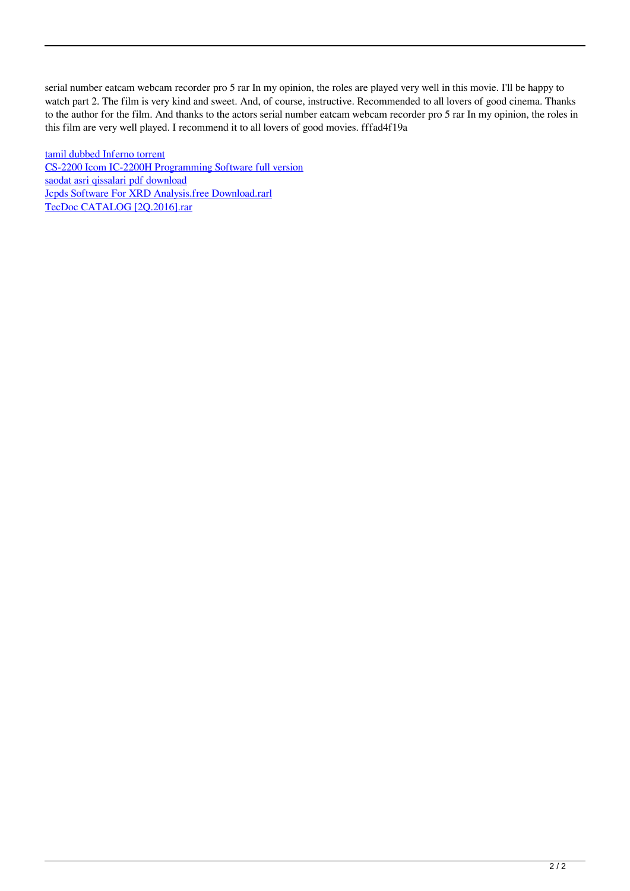serial number eatcam webcam recorder pro 5 rar In my opinion, the roles are played very well in this movie. I'll be happy to watch part 2. The film is very kind and sweet. And, of course, instructive. Recommended to all lovers of good cinema. Thanks to the author for the film. And thanks to the actors serial number eatcam webcam recorder pro 5 rar In my opinion, the roles in this film are very well played. I recommend it to all lovers of good movies. fffad4f19a

tamil dubbed Inferno torrent
CS-2200 Icom IC-2200H Programming Software full version
saodat asri qissalari pdf download
Jcpds Software For XRD Analysis.free Download.rarl
TecDoc CATALOG [2Q.2016].rar